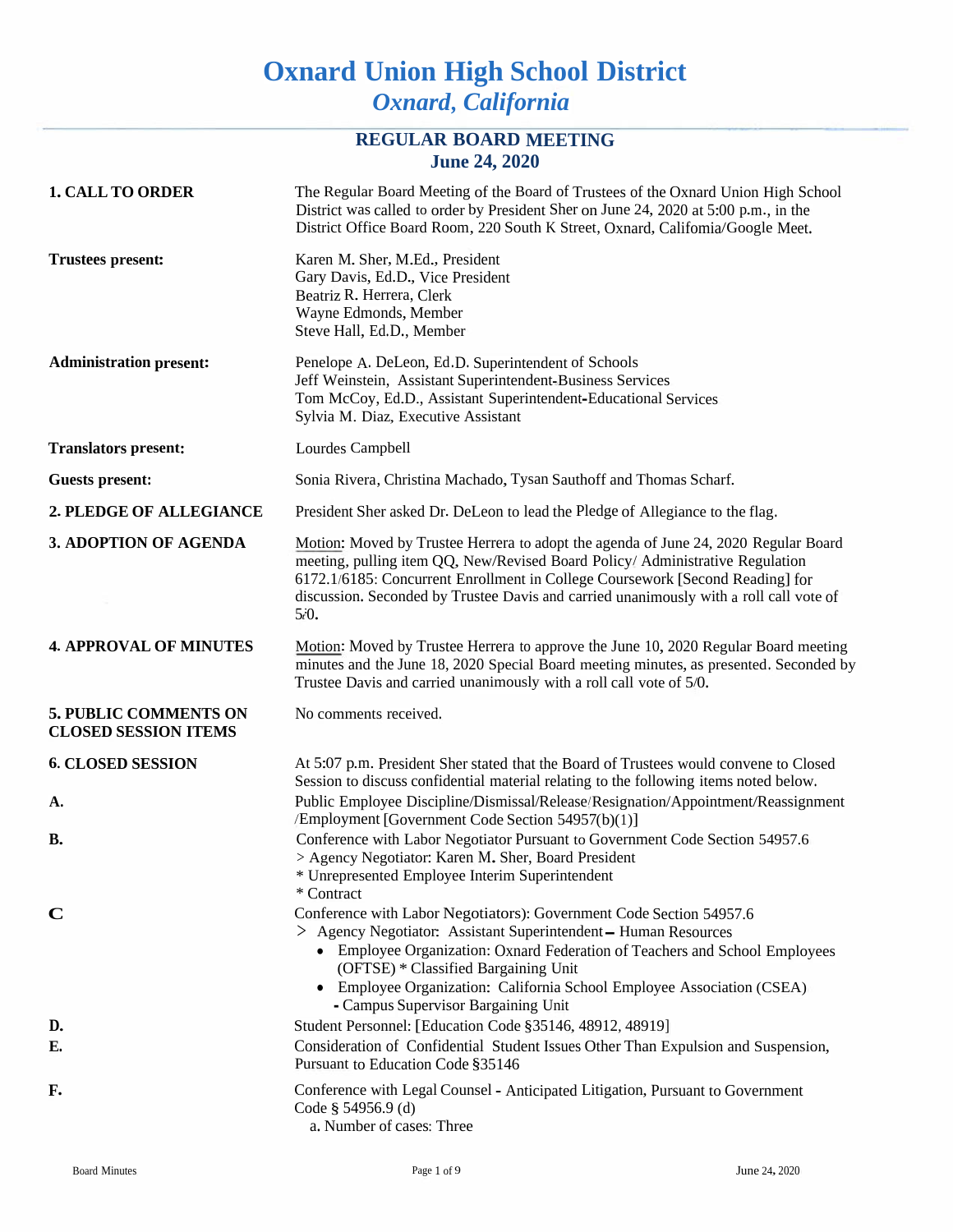# Oxnard Union High School District

*Oxnard, California*

## REGULAR BOARD MEETING
## June 24, 2020

**1. CALL TO ORDER**

The Regular Board Meeting of the Board of Trustees of the Oxnard Union High School District was called to order by President Sher on June 24, 2020 at 5:00 p.m., in the District Office Board Room, 220 South K Street, Oxnard, Califomia/Google Meet.

**Trustees present:**

Karen M. Sher, M.Ed., President
Gary Davis, Ed.D., Vice President
Beatriz R. Herrera, Clerk
Wayne Edmonds, Member
Steve Hall, Ed.D., Member

**Administration present:**

Penelope A. DeLeon, Ed.D. Superintendent of Schools
Jeff Weinstein, Assistant Superintendent-Business Services
Tom McCoy, Ed.D., Assistant Superintendent-Educational Services
Sylvia M. Diaz, Executive Assistant

**Translators present:**

Lourdes Campbell

**Guests present:**

Sonia Rivera, Christina Machado, Tysan Sauthoff and Thomas Scharf.

**2. PLEDGE OF ALLEGIANCE**

President Sher asked Dr. DeLeon to lead the Pledge of Allegiance to the flag.

**3. ADOPTION OF AGENDA**

Motion: Moved by Trustee Herrera to adopt the agenda of June 24, 2020 Regular Board meeting, pulling item QQ, New/Revised Board Policy/ Administrative Regulation 6172.1/6185: Concurrent Enrollment in College Coursework [Second Reading] for discussion. Seconded by Trustee Davis and carried unanimously with a roll call vote of 5/0.

**4. APPROVAL OF MINUTES**

Motion: Moved by Trustee Herrera to approve the June 10, 2020 Regular Board meeting minutes and the June 18, 2020 Special Board meeting minutes, as presented. Seconded by Trustee Davis and carried unanimously with a roll call vote of 5/0.

**5. PUBLIC COMMENTS ON CLOSED SESSION ITEMS**

No comments received.

**6. CLOSED SESSION**

At 5:07 p.m. President Sher stated that the Board of Trustees would convene to Closed Session to discuss confidential material relating to the following items noted below.

**A.** Public Employee Discipline/Dismissal/Release/Resignation/Appointment/Reassignment /Employment [Government Code Section 54957(b)(1)]

**B.** Conference with Labor Negotiator Pursuant to Government Code Section 54957.6
> Agency Negotiator: Karen M. Sher, Board President
* Unrepresented Employee Interim Superintendent
* Contract

**C** Conference with Labor Negotiators): Government Code Section 54957.6
> Agency Negotiator: Assistant Superintendent – Human Resources
- Employee Organization: Oxnard Federation of Teachers and School Employees (OFTSE) * Classified Bargaining Unit
- Employee Organization: California School Employee Association (CSEA) - Campus Supervisor Bargaining Unit

**D.** Student Personnel: [Education Code §35146, 48912, 48919]

**E.** Consideration of Confidential Student Issues Other Than Expulsion and Suspension, Pursuant to Education Code §35146

**F.** Conference with Legal Counsel - Anticipated Litigation, Pursuant to Government Code § 54956.9 (d)
a. Number of cases: Three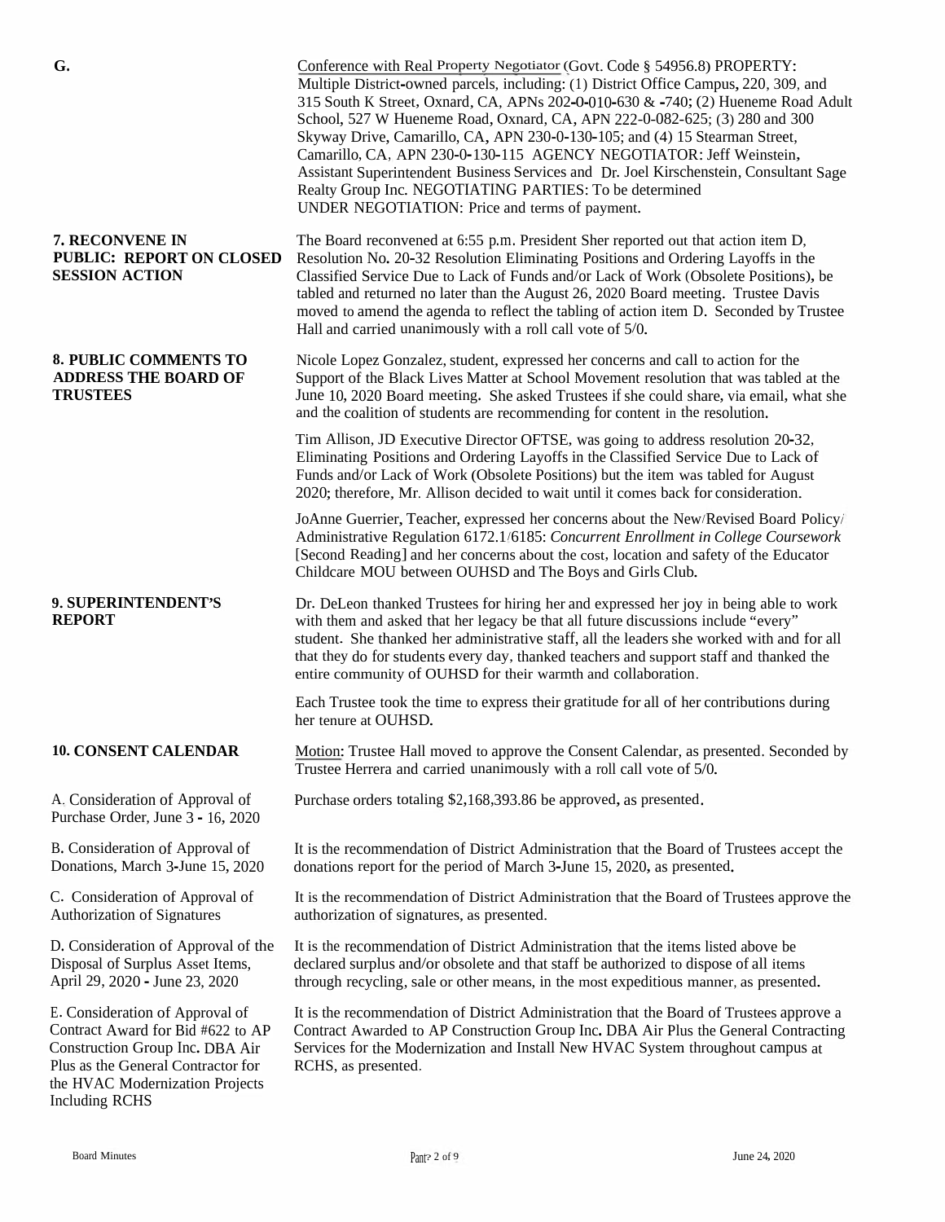**G.**

Conference with Real Property Negotiator (Govt. Code § 54956.8) PROPERTY: Multiple District-owned parcels, including: (1) District Office Campus, 220, 309, and 315 South K Street, Oxnard, CA, APNs 202-0-010-630 & -740; (2) Hueneme Road Adult School, 527 W Hueneme Road, Oxnard, CA, APN 222-0-082-625; (3) 280 and 300 Skyway Drive, Camarillo, CA, APN 230-0-130-105; and (4) 15 Stearman Street, Camarillo, CA, APN 230-0-130-115 AGENCY NEGOTIATOR: Jeff Weinstein, Assistant Superintendent Business Services and Dr. Joel Kirschenstein, Consultant Sage Realty Group Inc. NEGOTIATING PARTIES: To be determined UNDER NEGOTIATION: Price and terms of payment.

**7. RECONVENE IN PUBLIC: REPORT ON CLOSED SESSION ACTION**

The Board reconvened at 6:55 p.m. President Sher reported out that action item D, Resolution No. 20-32 Resolution Eliminating Positions and Ordering Layoffs in the Classified Service Due to Lack of Funds and/or Lack of Work (Obsolete Positions), be tabled and returned no later than the August 26, 2020 Board meeting. Trustee Davis moved to amend the agenda to reflect the tabling of action item D. Seconded by Trustee Hall and carried unanimously with a roll call vote of 5/0.

**8. PUBLIC COMMENTS TO ADDRESS THE BOARD OF TRUSTEES**

Nicole Lopez Gonzalez, student, expressed her concerns and call to action for the Support of the Black Lives Matter at School Movement resolution that was tabled at the June 10, 2020 Board meeting. She asked Trustees if she could share, via email, what she and the coalition of students are recommending for content in the resolution.

Tim Allison, JD Executive Director OFTSE, was going to address resolution 20-32, Eliminating Positions and Ordering Layoffs in the Classified Service Due to Lack of Funds and/or Lack of Work (Obsolete Positions) but the item was tabled for August 2020; therefore, Mr. Allison decided to wait until it comes back for consideration.

JoAnne Guerrier, Teacher, expressed her concerns about the New/Revised Board Policy/ Administrative Regulation 6172.1/6185: *Concurrent Enrollment in College Coursework* [Second Reading] and her concerns about the cost, location and safety of the Educator Childcare MOU between OUHSD and The Boys and Girls Club.

**9. SUPERINTENDENT'S REPORT**

Dr. DeLeon thanked Trustees for hiring her and expressed her joy in being able to work with them and asked that her legacy be that all future discussions include "every" student. She thanked her administrative staff, all the leaders she worked with and for all that they do for students every day, thanked teachers and support staff and thanked the entire community of OUHSD for their warmth and collaboration.

Each Trustee took the time to express their gratitude for all of her contributions during her tenure at OUHSD.

**10. CONSENT CALENDAR**

Motion: Trustee Hall moved to approve the Consent Calendar, as presented. Seconded by Trustee Herrera and carried unanimously with a roll call vote of 5/0.

A. Consideration of Approval of Purchase Order, June 3 - 16, 2020

Purchase orders totaling $2,168,393.86 be approved, as presented.

B. Consideration of Approval of Donations, March 3-June 15, 2020

It is the recommendation of District Administration that the Board of Trustees accept the donations report for the period of March 3-June 15, 2020, as presented.

C. Consideration of Approval of Authorization of Signatures

It is the recommendation of District Administration that the Board of Trustees approve the authorization of signatures, as presented.

D. Consideration of Approval of the Disposal of Surplus Asset Items, April 29, 2020 - June 23, 2020

It is the recommendation of District Administration that the items listed above be declared surplus and/or obsolete and that staff be authorized to dispose of all items through recycling, sale or other means, in the most expeditious manner, as presented.

E. Consideration of Approval of Contract Award for Bid #622 to AP Construction Group Inc. DBA Air Plus as the General Contractor for the HVAC Modernization Projects Including RCHS

It is the recommendation of District Administration that the Board of Trustees approve a Contract Awarded to AP Construction Group Inc. DBA Air Plus the General Contracting Services for the Modernization and Install New HVAC System throughout campus at RCHS, as presented.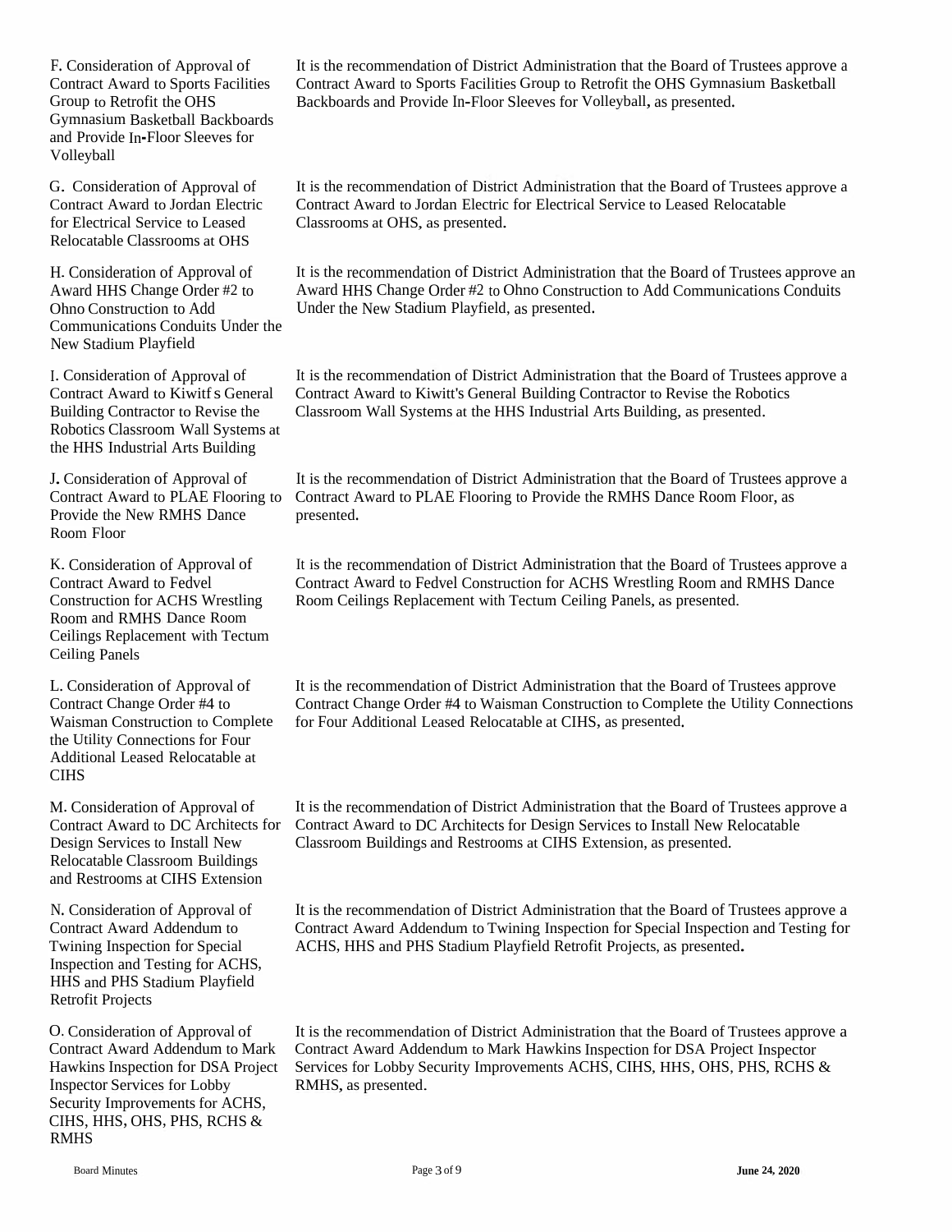F. Consideration of Approval of Contract Award to Sports Facilities Group to Retrofit the OHS Gymnasium Basketball Backboards and Provide In-Floor Sleeves for Volleyball

It is the recommendation of District Administration that the Board of Trustees approve a Contract Award to Sports Facilities Group to Retrofit the OHS Gymnasium Basketball Backboards and Provide In-Floor Sleeves for Volleyball, as presented.

G. Consideration of Approval of Contract Award to Jordan Electric for Electrical Service to Leased Relocatable Classrooms at OHS

It is the recommendation of District Administration that the Board of Trustees approve a Contract Award to Jordan Electric for Electrical Service to Leased Relocatable Classrooms at OHS, as presented.

H. Consideration of Approval of Award HHS Change Order #2 to Ohno Construction to Add Communications Conduits Under the New Stadium Playfield

It is the recommendation of District Administration that the Board of Trustees approve an Award HHS Change Order #2 to Ohno Construction to Add Communications Conduits Under the New Stadium Playfield, as presented.

I. Consideration of Approval of Contract Award to Kiwitf s General Building Contractor to Revise the Robotics Classroom Wall Systems at the HHS Industrial Arts Building

It is the recommendation of District Administration that the Board of Trustees approve a Contract Award to Kiwitt's General Building Contractor to Revise the Robotics Classroom Wall Systems at the HHS Industrial Arts Building, as presented.

J. Consideration of Approval of Contract Award to PLAE Flooring to Provide the New RMHS Dance Room Floor

It is the recommendation of District Administration that the Board of Trustees approve a Contract Award to PLAE Flooring to Provide the RMHS Dance Room Floor, as presented.

K. Consideration of Approval of Contract Award to Fedvel Construction for ACHS Wrestling Room and RMHS Dance Room Ceilings Replacement with Tectum Ceiling Panels

It is the recommendation of District Administration that the Board of Trustees approve a Contract Award to Fedvel Construction for ACHS Wrestling Room and RMHS Dance Room Ceilings Replacement with Tectum Ceiling Panels, as presented.

L. Consideration of Approval of Contract Change Order #4 to Waisman Construction to Complete the Utility Connections for Four Additional Leased Relocatable at CIHS

It is the recommendation of District Administration that the Board of Trustees approve Contract Change Order #4 to Waisman Construction to Complete the Utility Connections for Four Additional Leased Relocatable at CIHS, as presented.

M. Consideration of Approval of Contract Award to DC Architects for Design Services to Install New Relocatable Classroom Buildings and Restrooms at CIHS Extension

It is the recommendation of District Administration that the Board of Trustees approve a Contract Award to DC Architects for Design Services to Install New Relocatable Classroom Buildings and Restrooms at CIHS Extension, as presented.

N. Consideration of Approval of Contract Award Addendum to Twining Inspection for Special Inspection and Testing for ACHS, HHS and PHS Stadium Playfield Retrofit Projects

It is the recommendation of District Administration that the Board of Trustees approve a Contract Award Addendum to Twining Inspection for Special Inspection and Testing for ACHS, HHS and PHS Stadium Playfield Retrofit Projects, as presented.

O. Consideration of Approval of Contract Award Addendum to Mark Hawkins Inspection for DSA Project Inspector Services for Lobby Security Improvements for ACHS, CIHS, HHS, OHS, PHS, RCHS & RMHS

It is the recommendation of District Administration that the Board of Trustees approve a Contract Award Addendum to Mark Hawkins Inspection for DSA Project Inspector Services for Lobby Security Improvements ACHS, CIHS, HHS, OHS, PHS, RCHS & RMHS, as presented.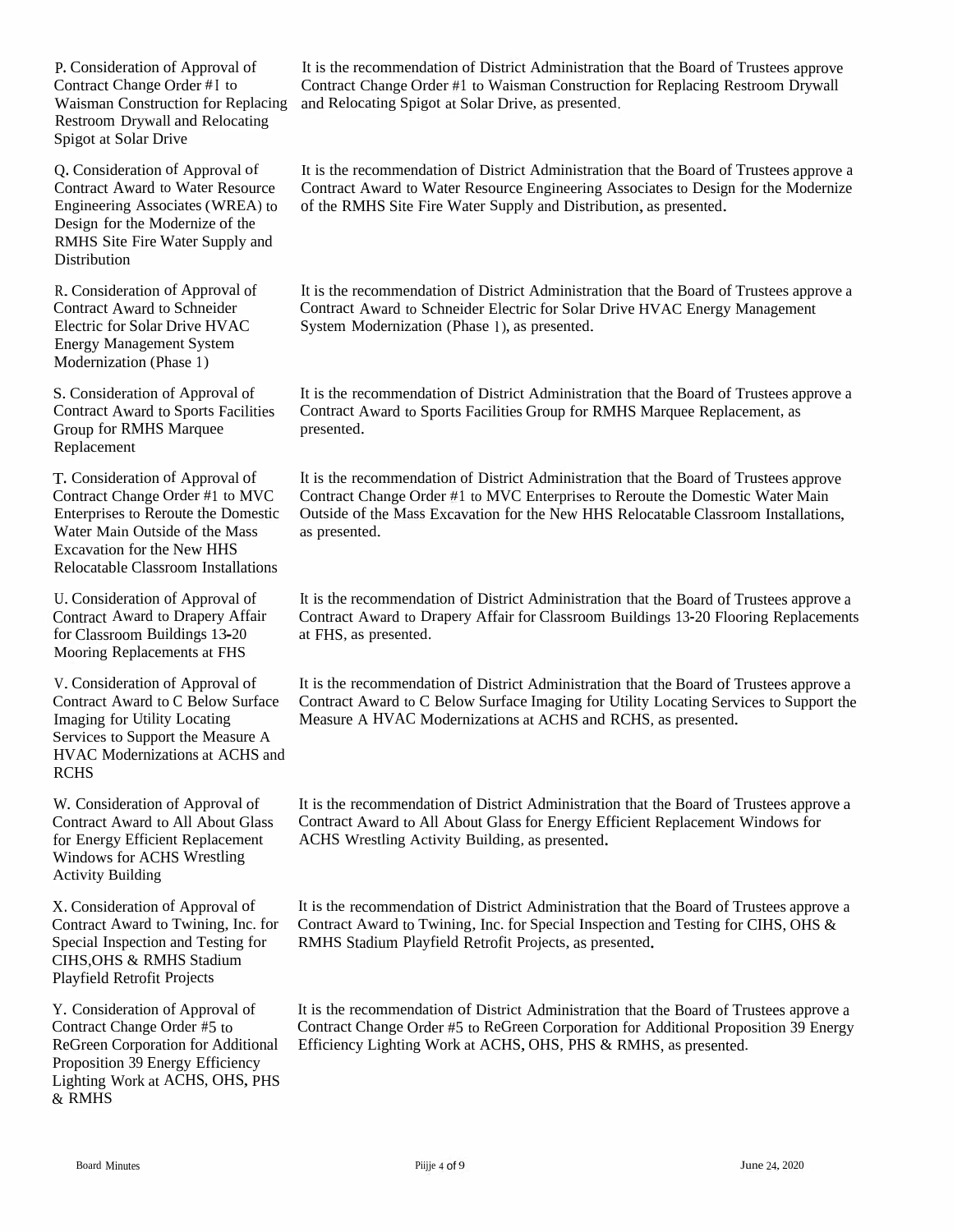P. Consideration of Approval of Contract Change Order #1 to Waisman Construction for Replacing Restroom Drywall and Relocating Spigot at Solar Drive

It is the recommendation of District Administration that the Board of Trustees approve Contract Change Order #1 to Waisman Construction for Replacing Restroom Drywall and Relocating Spigot at Solar Drive, as presented.

Q. Consideration of Approval of Contract Award to Water Resource Engineering Associates (WREA) to Design for the Modernize of the RMHS Site Fire Water Supply and Distribution

It is the recommendation of District Administration that the Board of Trustees approve a Contract Award to Water Resource Engineering Associates to Design for the Modernize of the RMHS Site Fire Water Supply and Distribution, as presented.

R. Consideration of Approval of Contract Award to Schneider Electric for Solar Drive HVAC Energy Management System Modernization (Phase 1)

It is the recommendation of District Administration that the Board of Trustees approve a Contract Award to Schneider Electric for Solar Drive HVAC Energy Management System Modernization (Phase 1), as presented.

S. Consideration of Approval of Contract Award to Sports Facilities Group for RMHS Marquee Replacement

It is the recommendation of District Administration that the Board of Trustees approve a Contract Award to Sports Facilities Group for RMHS Marquee Replacement, as presented.

T. Consideration of Approval of Contract Change Order #1 to MVC Enterprises to Reroute the Domestic Water Main Outside of the Mass Excavation for the New HHS Relocatable Classroom Installations

It is the recommendation of District Administration that the Board of Trustees approve Contract Change Order #1 to MVC Enterprises to Reroute the Domestic Water Main Outside of the Mass Excavation for the New HHS Relocatable Classroom Installations, as presented.

U. Consideration of Approval of Contract Award to Drapery Affair for Classroom Buildings 13-20 Mooring Replacements at FHS

It is the recommendation of District Administration that the Board of Trustees approve a Contract Award to Drapery Affair for Classroom Buildings 13-20 Flooring Replacements at FHS, as presented.

V. Consideration of Approval of Contract Award to C Below Surface Imaging for Utility Locating Services to Support the Measure A HVAC Modernizations at ACHS and RCHS

It is the recommendation of District Administration that the Board of Trustees approve a Contract Award to C Below Surface Imaging for Utility Locating Services to Support the Measure A HVAC Modernizations at ACHS and RCHS, as presented.

W. Consideration of Approval of Contract Award to All About Glass for Energy Efficient Replacement Windows for ACHS Wrestling Activity Building

It is the recommendation of District Administration that the Board of Trustees approve a Contract Award to All About Glass for Energy Efficient Replacement Windows for ACHS Wrestling Activity Building, as presented.

X. Consideration of Approval of Contract Award to Twining, Inc. for Special Inspection and Testing for CIHS, OHS & RMHS Stadium Playfield Retrofit Projects

It is the recommendation of District Administration that the Board of Trustees approve a Contract Award to Twining, Inc. for Special Inspection and Testing for CIHS, OHS & RMHS Stadium Playfield Retrofit Projects, as presented.

Y. Consideration of Approval of Contract Change Order #5 to ReGreen Corporation for Additional Proposition 39 Energy Efficiency Lighting Work at ACHS, OHS, PHS & RMHS

It is the recommendation of District Administration that the Board of Trustees approve a Contract Change Order #5 to ReGreen Corporation for Additional Proposition 39 Energy Efficiency Lighting Work at ACHS, OHS, PHS & RMHS, as presented.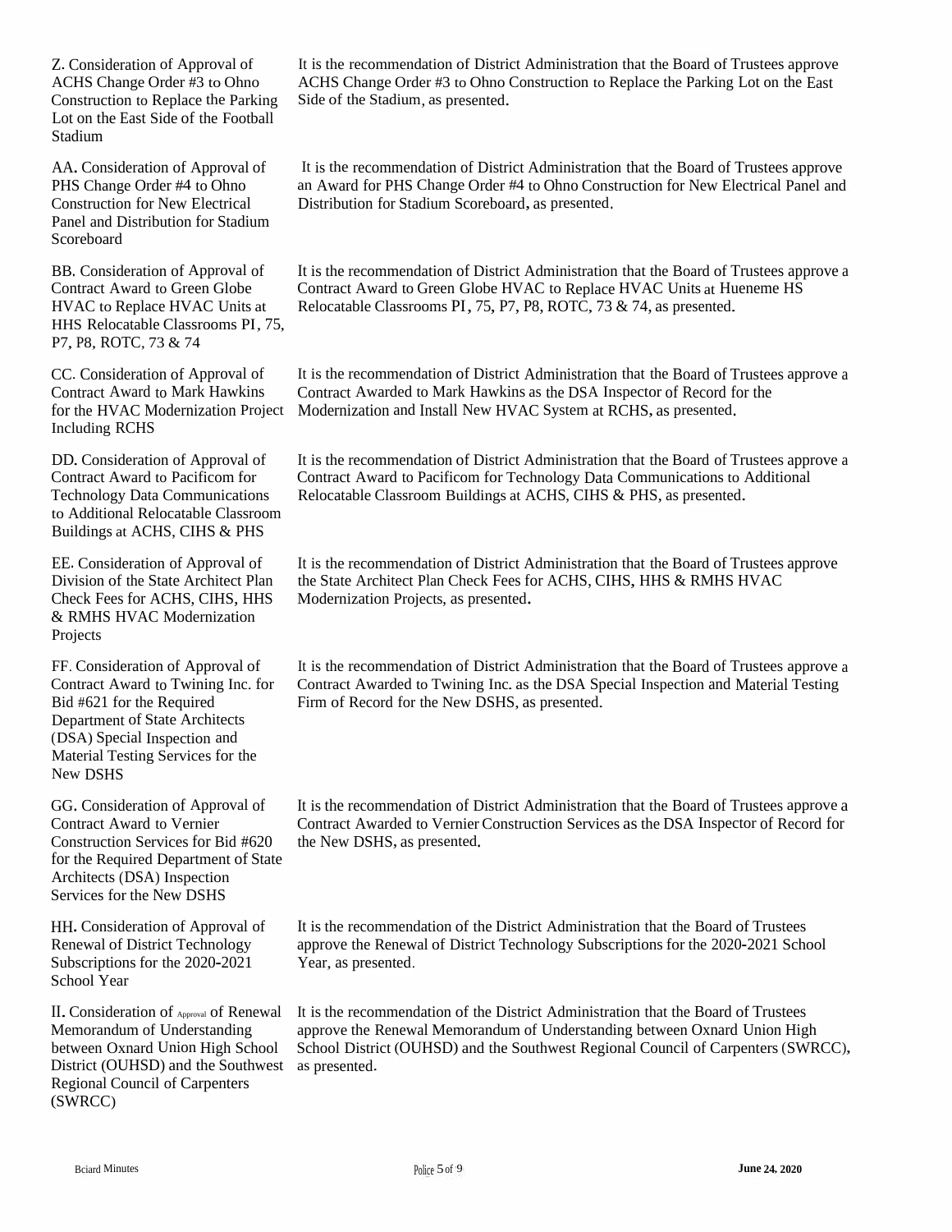Z. Consideration of Approval of ACHS Change Order #3 to Ohno Construction to Replace the Parking Lot on the East Side of the Football Stadium

It is the recommendation of District Administration that the Board of Trustees approve ACHS Change Order #3 to Ohno Construction to Replace the Parking Lot on the East Side of the Stadium, as presented.

AA. Consideration of Approval of PHS Change Order #4 to Ohno Construction for New Electrical Panel and Distribution for Stadium Scoreboard

It is the recommendation of District Administration that the Board of Trustees approve an Award for PHS Change Order #4 to Ohno Construction for New Electrical Panel and Distribution for Stadium Scoreboard, as presented.

BB. Consideration of Approval of Contract Award to Green Globe HVAC to Replace HVAC Units at HHS Relocatable Classrooms PI, 75, P7, P8, ROTC, 73 & 74

It is the recommendation of District Administration that the Board of Trustees approve a Contract Award to Green Globe HVAC to Replace HVAC Units at Hueneme HS Relocatable Classrooms PI, 75, P7, P8, ROTC, 73 & 74, as presented.

CC. Consideration of Approval of Contract Award to Mark Hawkins for the HVAC Modernization Project Including RCHS

It is the recommendation of District Administration that the Board of Trustees approve a Contract Awarded to Mark Hawkins as the DSA Inspector of Record for the Modernization and Install New HVAC System at RCHS, as presented.

DD. Consideration of Approval of Contract Award to Pacificom for Technology Data Communications to Additional Relocatable Classroom Buildings at ACHS, CIHS & PHS

It is the recommendation of District Administration that the Board of Trustees approve a Contract Award to Pacificom for Technology Data Communications to Additional Relocatable Classroom Buildings at ACHS, CIHS & PHS, as presented.

EE. Consideration of Approval of Division of the State Architect Plan Check Fees for ACHS, CIHS, HHS & RMHS HVAC Modernization Projects

It is the recommendation of District Administration that the Board of Trustees approve the State Architect Plan Check Fees for ACHS, CIHS, HHS & RMHS HVAC Modernization Projects, as presented.

FF. Consideration of Approval of Contract Award to Twining Inc. for Bid #621 for the Required Department of State Architects (DSA) Special Inspection and Material Testing Services for the New DSHS

It is the recommendation of District Administration that the Board of Trustees approve a Contract Awarded to Twining Inc. as the DSA Special Inspection and Material Testing Firm of Record for the New DSHS, as presented.

GG. Consideration of Approval of Contract Award to Vernier Construction Services for Bid #620 for the Required Department of State Architects (DSA) Inspection Services for the New DSHS

It is the recommendation of District Administration that the Board of Trustees approve a Contract Awarded to Vernier Construction Services as the DSA Inspector of Record for the New DSHS, as presented.

HH. Consideration of Approval of Renewal of District Technology Subscriptions for the 2020-2021 School Year

It is the recommendation of the District Administration that the Board of Trustees approve the Renewal of District Technology Subscriptions for the 2020-2021 School Year, as presented.

II. Consideration of Approval of Renewal Memorandum of Understanding between Oxnard Union High School District (OUHSD) and the Southwest Regional Council of Carpenters (SWRCC)

It is the recommendation of the District Administration that the Board of Trustees approve the Renewal Memorandum of Understanding between Oxnard Union High School District (OUHSD) and the Southwest Regional Council of Carpenters (SWRCC), as presented.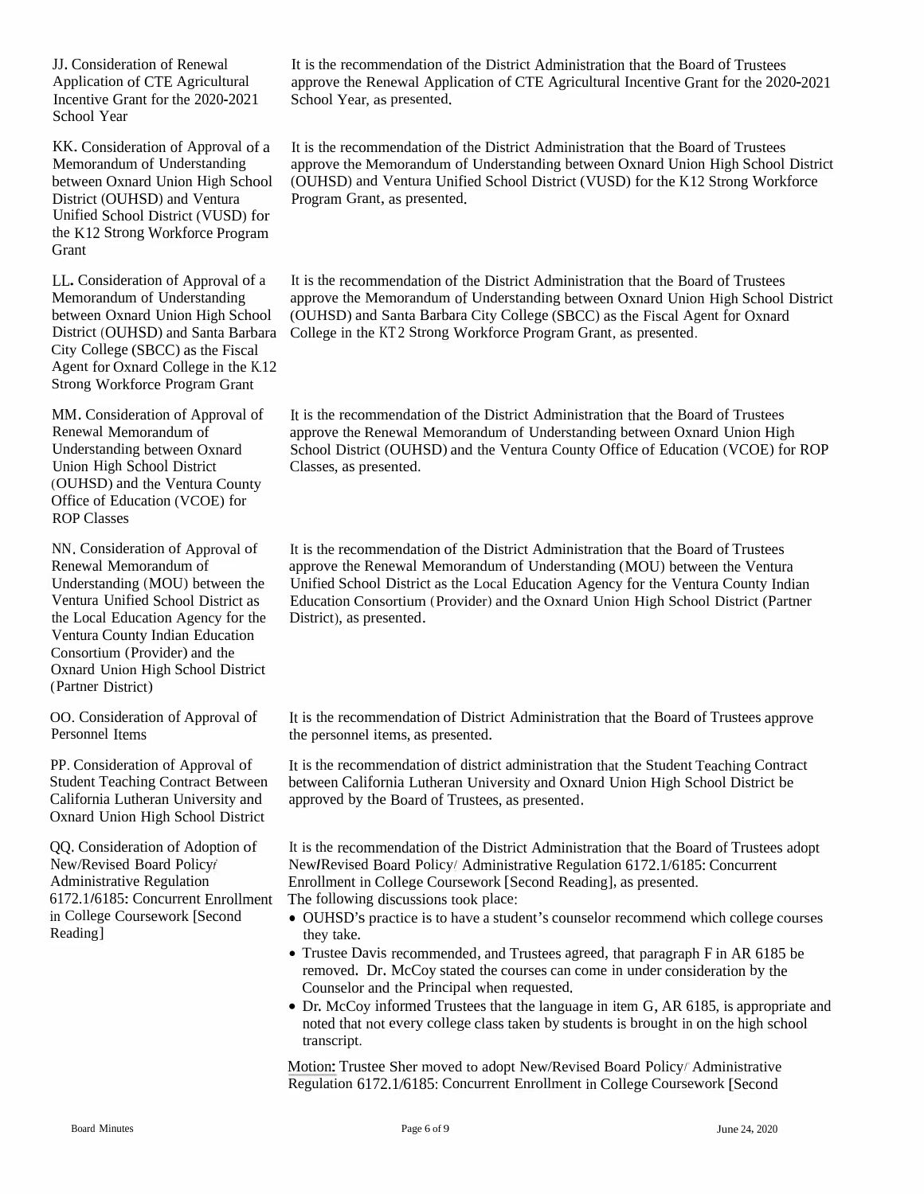JJ. Consideration of Renewal Application of CTE Agricultural Incentive Grant for the 2020-2021 School Year

It is the recommendation of the District Administration that the Board of Trustees approve the Renewal Application of CTE Agricultural Incentive Grant for the 2020-2021 School Year, as presented.

KK. Consideration of Approval of a Memorandum of Understanding between Oxnard Union High School District (OUHSD) and Ventura Unified School District (VUSD) for the K12 Strong Workforce Program Grant

It is the recommendation of the District Administration that the Board of Trustees approve the Memorandum of Understanding between Oxnard Union High School District (OUHSD) and Ventura Unified School District (VUSD) for the K12 Strong Workforce Program Grant, as presented.

LL. Consideration of Approval of a Memorandum of Understanding between Oxnard Union High School District (OUHSD) and Santa Barbara City College (SBCC) as the Fiscal Agent for Oxnard College in the K12 Strong Workforce Program Grant

It is the recommendation of the District Administration that the Board of Trustees approve the Memorandum of Understanding between Oxnard Union High School District (OUHSD) and Santa Barbara City College (SBCC) as the Fiscal Agent for Oxnard College in the K12 Strong Workforce Program Grant, as presented.

MM. Consideration of Approval of Renewal Memorandum of Understanding between Oxnard Union High School District (OUHSD) and the Ventura County Office of Education (VCOE) for ROP Classes

It is the recommendation of the District Administration that the Board of Trustees approve the Renewal Memorandum of Understanding between Oxnard Union High School District (OUHSD) and the Ventura County Office of Education (VCOE) for ROP Classes, as presented.

NN. Consideration of Approval of Renewal Memorandum of Understanding (MOU) between the Ventura Unified School District as the Local Education Agency for the Ventura County Indian Education Consortium (Provider) and the Oxnard Union High School District (Partner District)

It is the recommendation of the District Administration that the Board of Trustees approve the Renewal Memorandum of Understanding (MOU) between the Ventura Unified School District as the Local Education Agency for the Ventura County Indian Education Consortium (Provider) and the Oxnard Union High School District (Partner District), as presented.

OO. Consideration of Approval of Personnel Items

It is the recommendation of District Administration that the Board of Trustees approve the personnel items, as presented.

PP. Consideration of Approval of Student Teaching Contract Between California Lutheran University and Oxnard Union High School District

It is the recommendation of district administration that the Student Teaching Contract between California Lutheran University and Oxnard Union High School District be approved by the Board of Trustees, as presented.

QQ. Consideration of Adoption of New/Revised Board Policy/ Administrative Regulation 6172.1/6185: Concurrent Enrollment in College Coursework [Second Reading]

It is the recommendation of the District Administration that the Board of Trustees adopt New/Revised Board Policy/ Administrative Regulation 6172.1/6185: Concurrent Enrollment in College Coursework [Second Reading], as presented.
The following discussions took place:

- OUHSD's practice is to have a student's counselor recommend which college courses they take.
- Trustee Davis recommended, and Trustees agreed, that paragraph F in AR 6185 be removed. Dr. McCoy stated the courses can come in under consideration by the Counselor and the Principal when requested.
- Dr. McCoy informed Trustees that the language in item G, AR 6185, is appropriate and noted that not every college class taken by students is brought in on the high school transcript.

Motion: Trustee Sher moved to adopt New/Revised Board Policy/ Administrative Regulation 6172.1/6185: Concurrent Enrollment in College Coursework [Second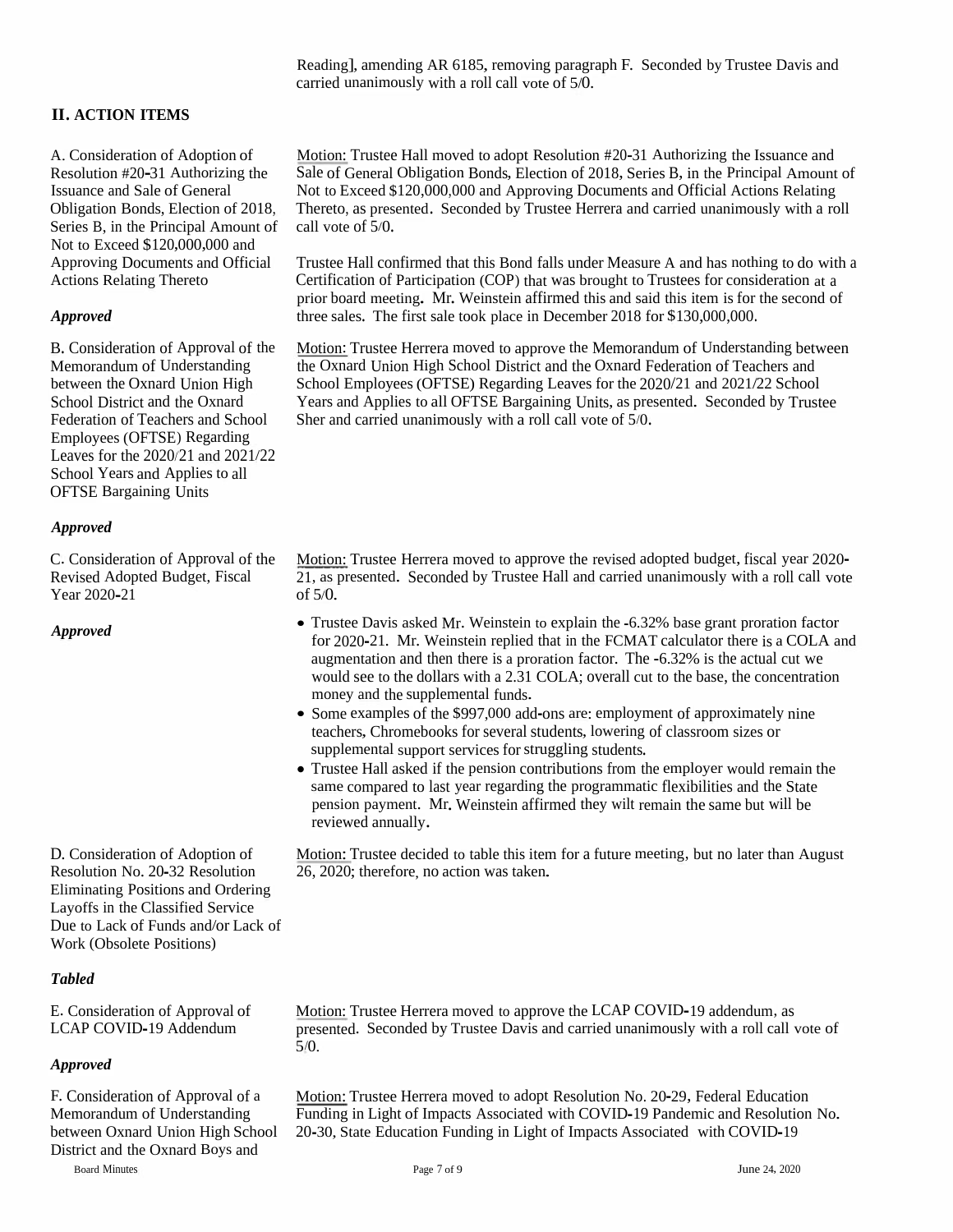Reading], amending AR 6185, removing paragraph F. Seconded by Trustee Davis and carried unanimously with a roll call vote of 5/0.

## II. ACTION ITEMS

A. Consideration of Adoption of Resolution #20-31 Authorizing the Issuance and Sale of General Obligation Bonds, Election of 2018, Series B, in the Principal Amount of Not to Exceed $120,000,000 and Approving Documents and Official Actions Relating Thereto

*Approved*

Motion: Trustee Hall moved to adopt Resolution #20-31 Authorizing the Issuance and Sale of General Obligation Bonds, Election of 2018, Series B, in the Principal Amount of Not to Exceed $120,000,000 and Approving Documents and Official Actions Relating Thereto, as presented. Seconded by Trustee Herrera and carried unanimously with a roll call vote of 5/0.

Trustee Hall confirmed that this Bond falls under Measure A and has nothing to do with a Certification of Participation (COP) that was brought to Trustees for consideration at a prior board meeting. Mr. Weinstein affirmed this and said this item is for the second of three sales. The first sale took place in December 2018 for $130,000,000.

B. Consideration of Approval of the Memorandum of Understanding between the Oxnard Union High School District and the Oxnard Federation of Teachers and School Employees (OFTSE) Regarding Leaves for the 2020/21 and 2021/22 School Years and Applies to all OFTSE Bargaining Units

*Approved*

Motion: Trustee Herrera moved to approve the Memorandum of Understanding between the Oxnard Union High School District and the Oxnard Federation of Teachers and School Employees (OFTSE) Regarding Leaves for the 2020/21 and 2021/22 School Years and Applies to all OFTSE Bargaining Units, as presented. Seconded by Trustee Sher and carried unanimously with a roll call vote of 5/0.

C. Consideration of Approval of the Revised Adopted Budget, Fiscal Year 2020-21

*Approved*

Motion: Trustee Herrera moved to approve the revised adopted budget, fiscal year 2020-21, as presented. Seconded by Trustee Hall and carried unanimously with a roll call vote of 5/0.

- Trustee Davis asked Mr. Weinstein to explain the -6.32% base grant proration factor for 2020-21. Mr. Weinstein replied that in the FCMAT calculator there is a COLA and augmentation and then there is a proration factor. The -6.32% is the actual cut we would see to the dollars with a 2.31 COLA; overall cut to the base, the concentration money and the supplemental funds.
- Some examples of the $997,000 add-ons are: employment of approximately nine teachers, Chromebooks for several students, lowering of classroom sizes or supplemental support services for struggling students.
- Trustee Hall asked if the pension contributions from the employer would remain the same compared to last year regarding the programmatic flexibilities and the State pension payment. Mr. Weinstein affirmed they wilt remain the same but will be reviewed annually.

D. Consideration of Adoption of Resolution No. 20-32 Resolution Eliminating Positions and Ordering Layoffs in the Classified Service Due to Lack of Funds and/or Lack of Work (Obsolete Positions)

*Tabled*

Motion: Trustee decided to table this item for a future meeting, but no later than August 26, 2020; therefore, no action was taken.

E. Consideration of Approval of LCAP COVID-19 Addendum

*Approved*

Motion: Trustee Herrera moved to approve the LCAP COVID-19 addendum, as presented. Seconded by Trustee Davis and carried unanimously with a roll call vote of 5/0.

F. Consideration of Approval of a Memorandum of Understanding between Oxnard Union High School District and the Oxnard Boys and

Motion: Trustee Herrera moved to adopt Resolution No. 20-29, Federal Education Funding in Light of Impacts Associated with COVID-19 Pandemic and Resolution No. 20-30, State Education Funding in Light of Impacts Associated with COVID-19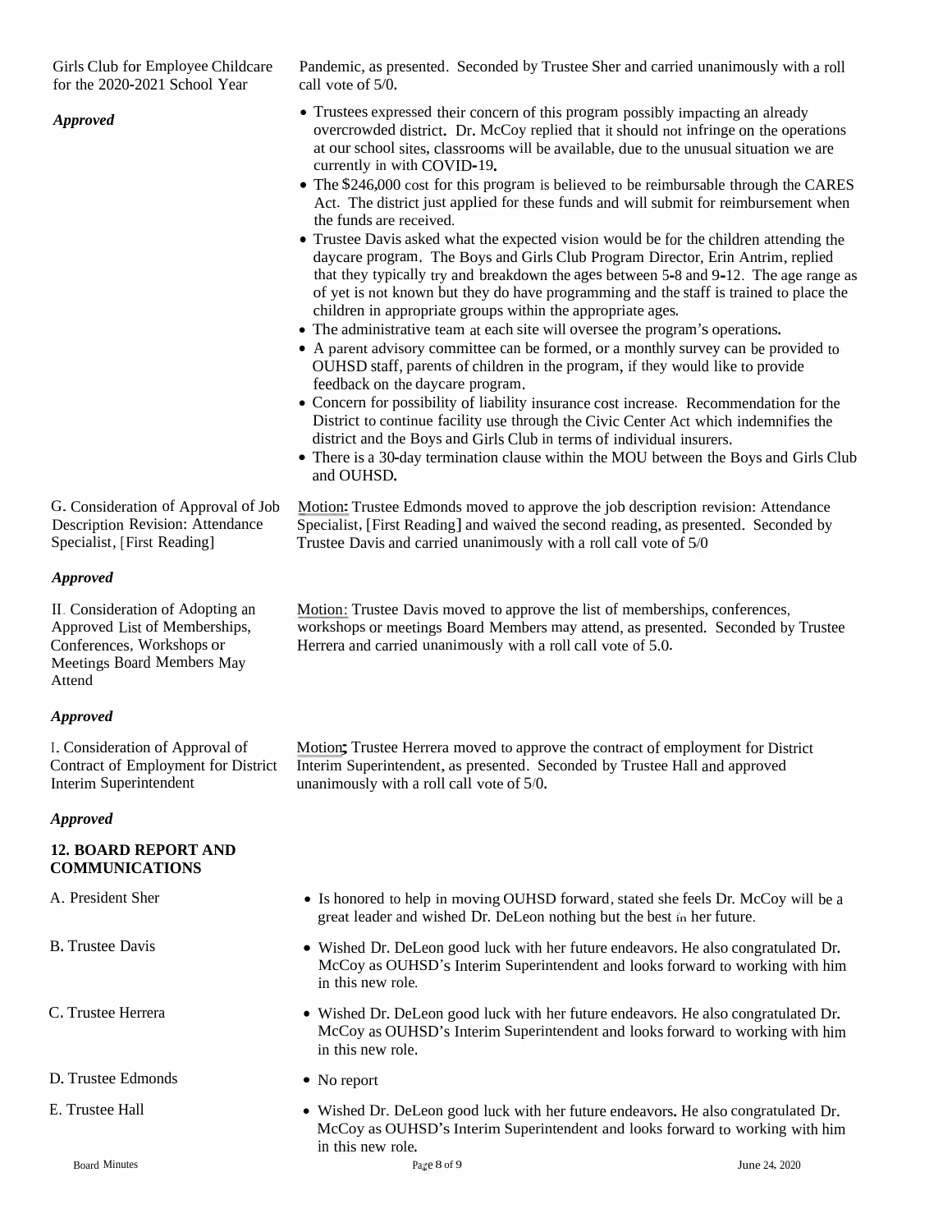Girls Club for Employee Childcare for the 2020-2021 School Year

Pandemic, as presented. Seconded by Trustee Sher and carried unanimously with a roll call vote of 5/0.

***Approved***

- Trustees expressed their concern of this program possibly impacting an already overcrowded district. Dr. McCoy replied that it should not infringe on the operations at our school sites, classrooms will be available, due to the unusual situation we are currently in with COVID-19.
- The $246,000 cost for this program is believed to be reimbursable through the CARES Act. The district just applied for these funds and will submit for reimbursement when the funds are received.
- Trustee Davis asked what the expected vision would be for the children attending the daycare program. The Boys and Girls Club Program Director, Erin Antrim, replied that they typically try and breakdown the ages between 5-8 and 9-12. The age range as of yet is not known but they do have programming and the staff is trained to place the children in appropriate groups within the appropriate ages.
- The administrative team at each site will oversee the program's operations.
- A parent advisory committee can be formed, or a monthly survey can be provided to OUHSD staff, parents of children in the program, if they would like to provide feedback on the daycare program.
- Concern for possibility of liability insurance cost increase. Recommendation for the District to continue facility use through the Civic Center Act which indemnifies the district and the Boys and Girls Club in terms of individual insurers.
- There is a 30-day termination clause within the MOU between the Boys and Girls Club and OUHSD.

G. Consideration of Approval of Job Description Revision: Attendance Specialist, [First Reading]

Motion: Trustee Edmonds moved to approve the job description revision: Attendance Specialist, [First Reading] and waived the second reading, as presented. Seconded by Trustee Davis and carried unanimously with a roll call vote of 5/0

***Approved***

II. Consideration of Adopting an Approved List of Memberships, Conferences, Workshops or Meetings Board Members May Attend

Motion: Trustee Davis moved to approve the list of memberships, conferences, workshops or meetings Board Members may attend, as presented. Seconded by Trustee Herrera and carried unanimously with a roll call vote of 5.0.

***Approved***

I. Consideration of Approval of Contract of Employment for District Interim Superintendent

Motion; Trustee Herrera moved to approve the contract of employment for District Interim Superintendent, as presented. Seconded by Trustee Hall and approved unanimously with a roll call vote of 5/0.

***Approved***

## 12. BOARD REPORT AND COMMUNICATIONS

A. President Sher

- Is honored to help in moving OUHSD forward, stated she feels Dr. McCoy will be a great leader and wished Dr. DeLeon nothing but the best in her future.

B. Trustee Davis

- Wished Dr. DeLeon good luck with her future endeavors. He also congratulated Dr. McCoy as OUHSD's Interim Superintendent and looks forward to working with him in this new role.

C. Trustee Herrera

- Wished Dr. DeLeon good luck with her future endeavors. He also congratulated Dr. McCoy as OUHSD's Interim Superintendent and looks forward to working with him in this new role.

D. Trustee Edmonds

- No report

E. Trustee Hall

- Wished Dr. DeLeon good luck with her future endeavors. He also congratulated Dr. McCoy as OUHSD's Interim Superintendent and looks forward to working with him in this new role.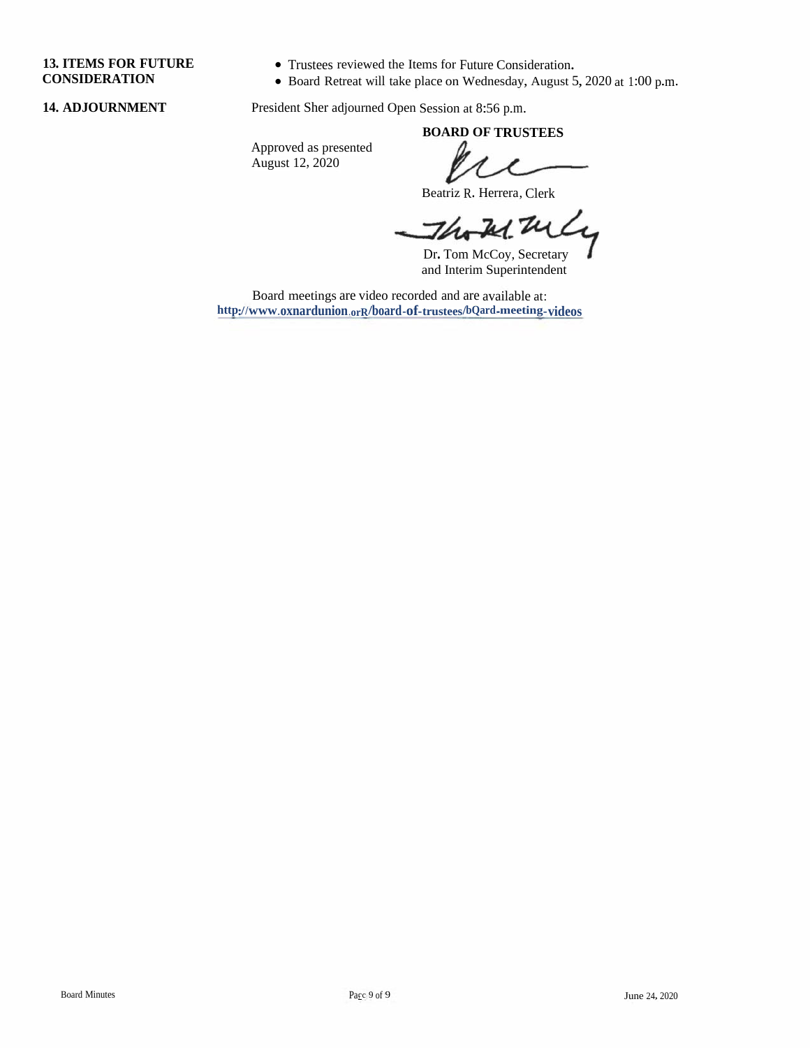**13. ITEMS FOR FUTURE CONSIDERATION**

- Trustees reviewed the Items for Future Consideration.
- Board Retreat will take place on Wednesday, August 5, 2020 at 1:00 p.m.

**14. ADJOURNMENT**

President Sher adjourned Open Session at 8:56 p.m.

Approved as presented
August 12, 2020

**BOARD OF TRUSTEES**

Beatriz R. Herrera, Clerk

Dr. Tom McCoy, Secretary
and Interim Superintendent

Board meetings are video recorded and are available at:
http://www.oxnardunion.orR/board-of-trustees/bQard-meeting-videos